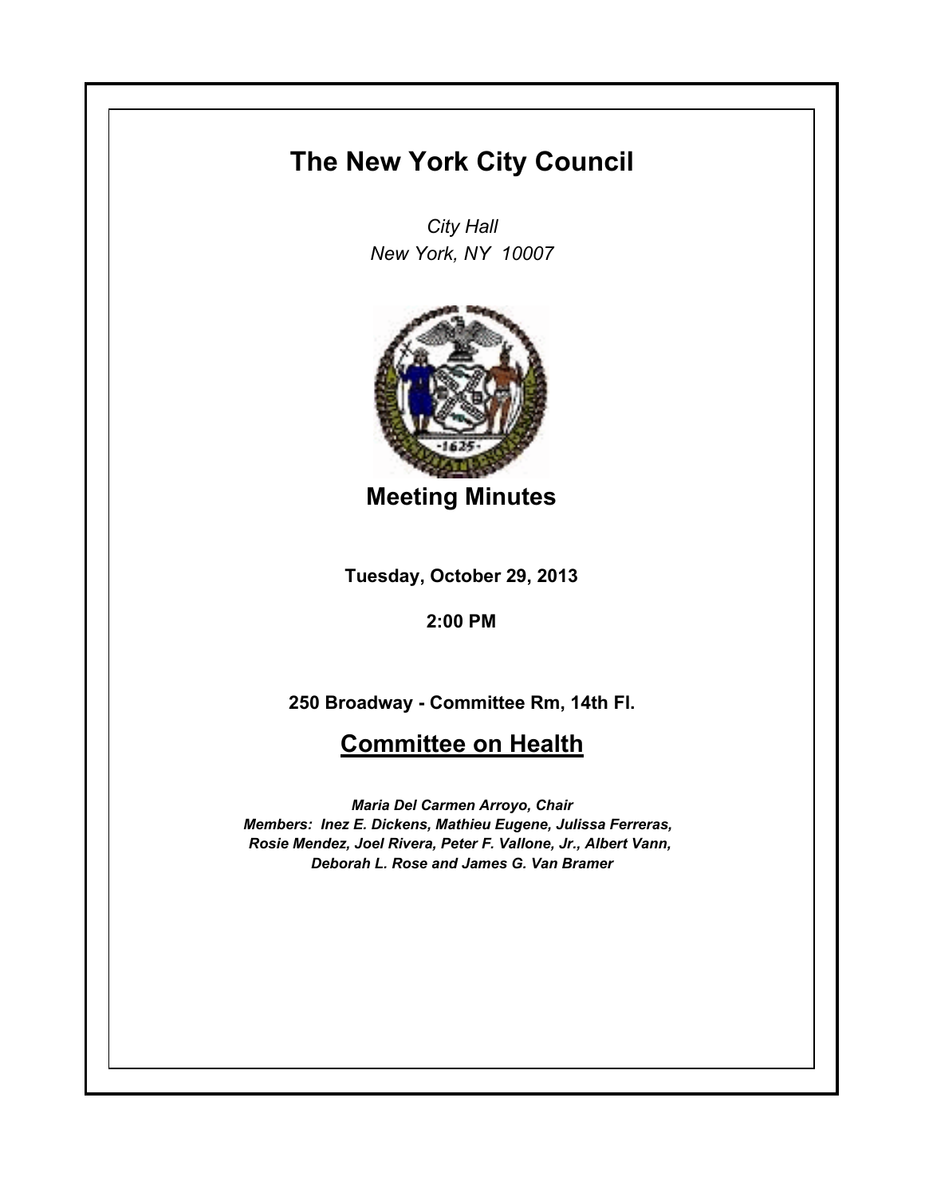# The New York City Council

*City Hall*
*New York, NY 10007*

## Meeting Minutes

**Tuesday, October 29, 2013**

**2:00 PM**

**250 Broadway - Committee Rm, 14th Fl.**

## Committee on Health

***Maria Del Carmen Arroyo, Chair***
***Members: Inez E. Dickens, Mathieu Eugene, Julissa Ferreras, Rosie Mendez, Joel Rivera, Peter F. Vallone, Jr., Albert Vann, Deborah L. Rose and James G. Van Bramer***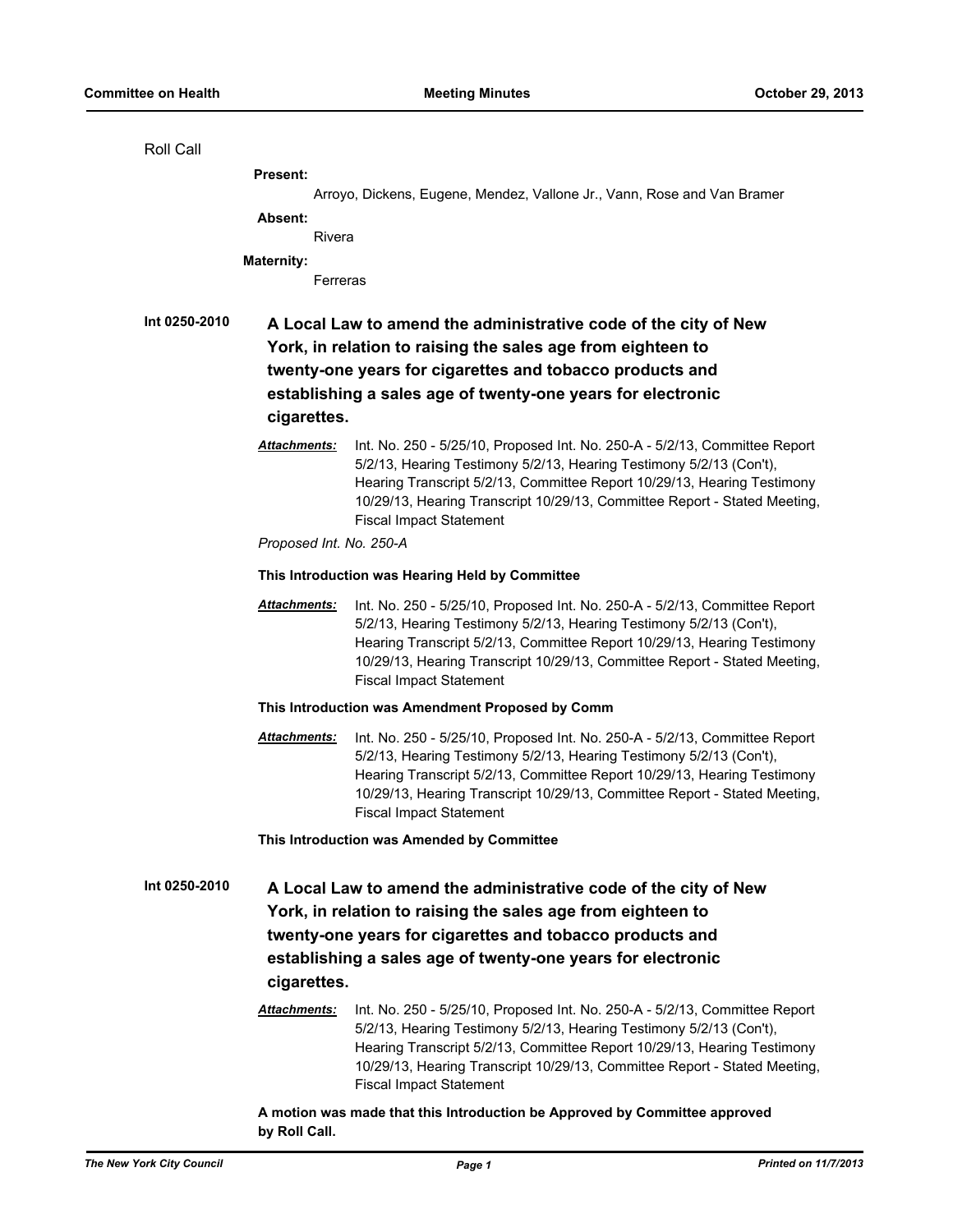Roll Call

**Present:**

Arroyo, Dickens, Eugene, Mendez, Vallone Jr., Vann, Rose and Van Bramer

**Absent:**

Rivera

**Maternity:**

Ferreras

**Int 0250-2010** **A Local Law to amend the administrative code of the city of New York, in relation to raising the sales age from eighteen to twenty-one years for cigarettes and tobacco products and establishing a sales age of twenty-one years for electronic cigarettes.**

***Attachments:*** Int. No. 250 - 5/25/10, Proposed Int. No. 250-A - 5/2/13, Committee Report 5/2/13, Hearing Testimony 5/2/13, Hearing Testimony 5/2/13 (Con't), Hearing Transcript 5/2/13, Committee Report 10/29/13, Hearing Testimony 10/29/13, Hearing Transcript 10/29/13, Committee Report - Stated Meeting, Fiscal Impact Statement

*Proposed Int. No. 250-A*

**This Introduction was Hearing Held by Committee**

***Attachments:*** Int. No. 250 - 5/25/10, Proposed Int. No. 250-A - 5/2/13, Committee Report 5/2/13, Hearing Testimony 5/2/13, Hearing Testimony 5/2/13 (Con't), Hearing Transcript 5/2/13, Committee Report 10/29/13, Hearing Testimony 10/29/13, Hearing Transcript 10/29/13, Committee Report - Stated Meeting, Fiscal Impact Statement

**This Introduction was Amendment Proposed by Comm**

***Attachments:*** Int. No. 250 - 5/25/10, Proposed Int. No. 250-A - 5/2/13, Committee Report 5/2/13, Hearing Testimony 5/2/13, Hearing Testimony 5/2/13 (Con't), Hearing Transcript 5/2/13, Committee Report 10/29/13, Hearing Testimony 10/29/13, Hearing Transcript 10/29/13, Committee Report - Stated Meeting, Fiscal Impact Statement

**This Introduction was Amended by Committee**

**Int 0250-2010** **A Local Law to amend the administrative code of the city of New York, in relation to raising the sales age from eighteen to twenty-one years for cigarettes and tobacco products and establishing a sales age of twenty-one years for electronic cigarettes.**

***Attachments:*** Int. No. 250 - 5/25/10, Proposed Int. No. 250-A - 5/2/13, Committee Report 5/2/13, Hearing Testimony 5/2/13, Hearing Testimony 5/2/13 (Con't), Hearing Transcript 5/2/13, Committee Report 10/29/13, Hearing Testimony 10/29/13, Hearing Transcript 10/29/13, Committee Report - Stated Meeting, Fiscal Impact Statement

**A motion was made that this Introduction be Approved by Committee approved by Roll Call.**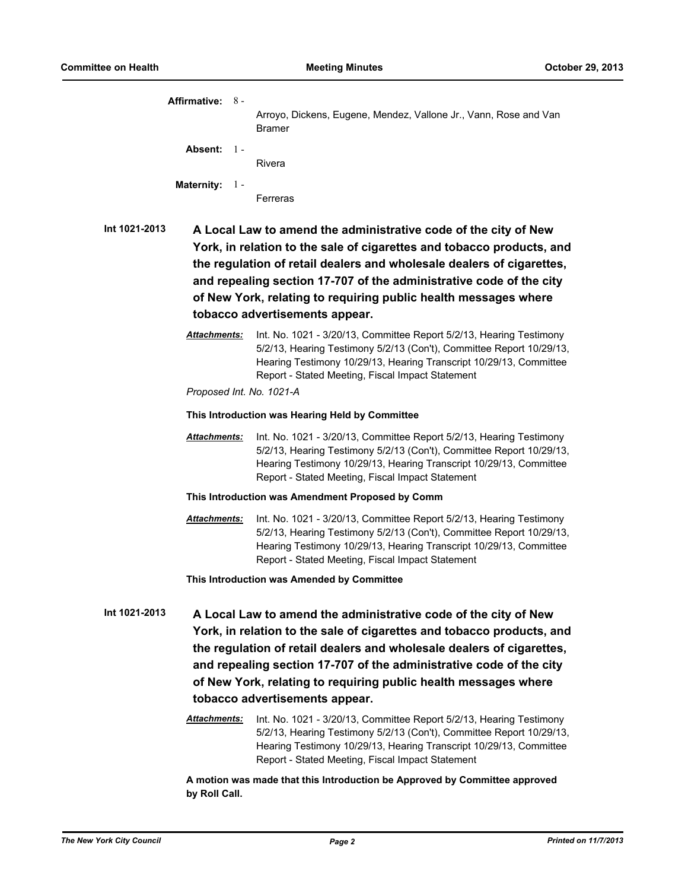**Affirmative:** 8 - Arroyo, Dickens, Eugene, Mendez, Vallone Jr., Vann, Rose and Van Bramer

**Absent:** 1 - Rivera

**Maternity:** 1 - Ferreras

**Int 1021-2013** **A Local Law to amend the administrative code of the city of New York, in relation to the sale of cigarettes and tobacco products, and the regulation of retail dealers and wholesale dealers of cigarettes, and repealing section 17-707 of the administrative code of the city of New York, relating to requiring public health messages where tobacco advertisements appear.**

***Attachments:*** Int. No. 1021 - 3/20/13, Committee Report 5/2/13, Hearing Testimony 5/2/13, Hearing Testimony 5/2/13 (Con't), Committee Report 10/29/13, Hearing Testimony 10/29/13, Hearing Transcript 10/29/13, Committee Report - Stated Meeting, Fiscal Impact Statement

*Proposed Int. No. 1021-A*

**This Introduction was Hearing Held by Committee**

***Attachments:*** Int. No. 1021 - 3/20/13, Committee Report 5/2/13, Hearing Testimony 5/2/13, Hearing Testimony 5/2/13 (Con't), Committee Report 10/29/13, Hearing Testimony 10/29/13, Hearing Transcript 10/29/13, Committee Report - Stated Meeting, Fiscal Impact Statement

**This Introduction was Amendment Proposed by Comm**

***Attachments:*** Int. No. 1021 - 3/20/13, Committee Report 5/2/13, Hearing Testimony 5/2/13, Hearing Testimony 5/2/13 (Con't), Committee Report 10/29/13, Hearing Testimony 10/29/13, Hearing Transcript 10/29/13, Committee Report - Stated Meeting, Fiscal Impact Statement

**This Introduction was Amended by Committee**

**Int 1021-2013** **A Local Law to amend the administrative code of the city of New York, in relation to the sale of cigarettes and tobacco products, and the regulation of retail dealers and wholesale dealers of cigarettes, and repealing section 17-707 of the administrative code of the city of New York, relating to requiring public health messages where tobacco advertisements appear.**

***Attachments:*** Int. No. 1021 - 3/20/13, Committee Report 5/2/13, Hearing Testimony 5/2/13, Hearing Testimony 5/2/13 (Con't), Committee Report 10/29/13, Hearing Testimony 10/29/13, Hearing Transcript 10/29/13, Committee Report - Stated Meeting, Fiscal Impact Statement

**A motion was made that this Introduction be Approved by Committee approved by Roll Call.**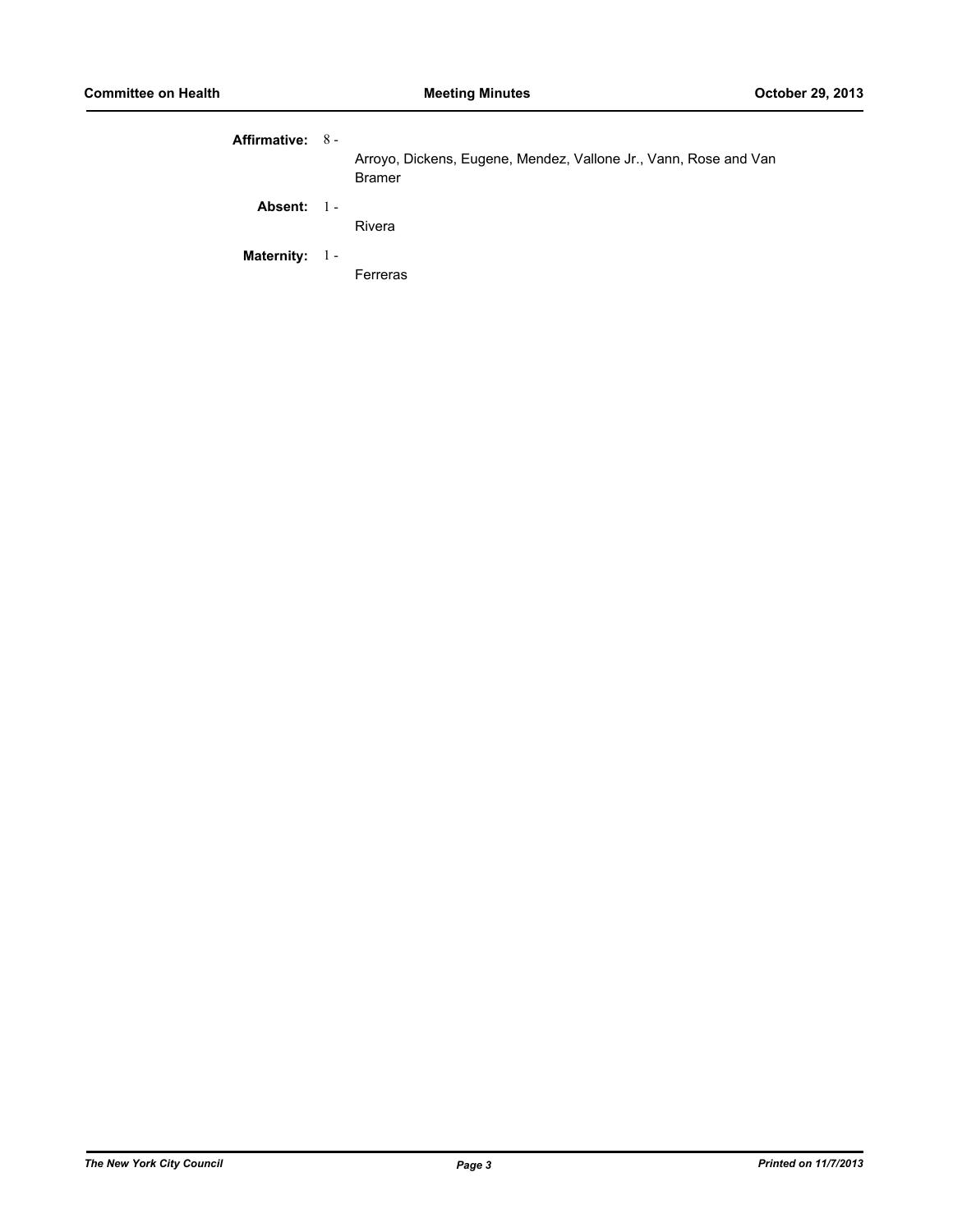**Affirmative:** 8 - Arroyo, Dickens, Eugene, Mendez, Vallone Jr., Vann, Rose and Van Bramer

**Absent:** 1 - Rivera

**Maternity:** 1 - Ferreras